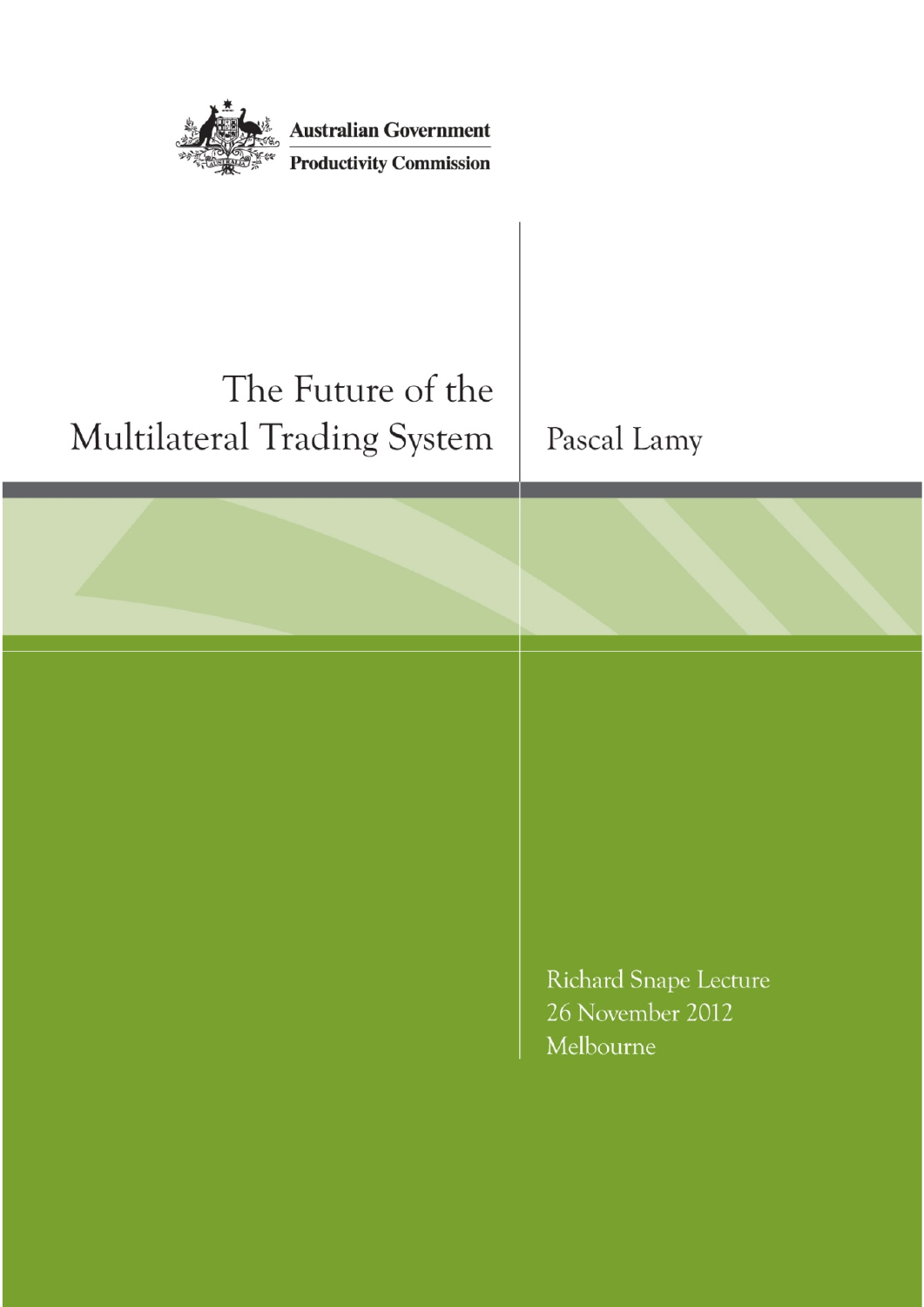Australian Government

Productivity Commission

# The Future of the Multilateral Trading System

Pascal Lamy

Richard Snape Lecture
26 November 2012
Melbourne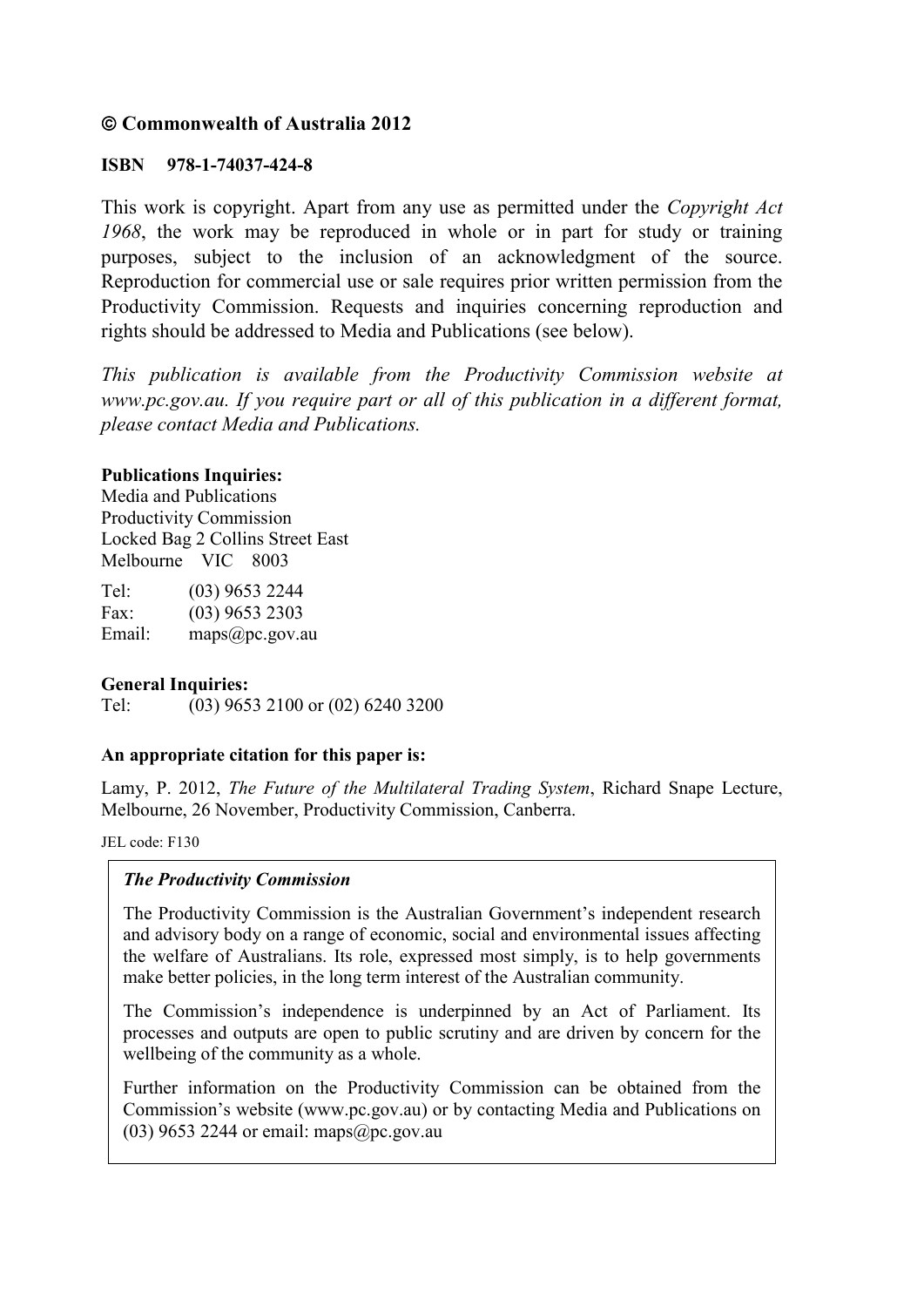**© Commonwealth of Australia 2012**

**ISBN 978-1-74037-424-8**

This work is copyright. Apart from any use as permitted under the *Copyright Act 1968*, the work may be reproduced in whole or in part for study or training purposes, subject to the inclusion of an acknowledgment of the source. Reproduction for commercial use or sale requires prior written permission from the Productivity Commission. Requests and inquiries concerning reproduction and rights should be addressed to Media and Publications (see below).

*This publication is available from the Productivity Commission website at www.pc.gov.au. If you require part or all of this publication in a different format, please contact Media and Publications.*

**Publications Inquiries:**
Media and Publications
Productivity Commission
Locked Bag 2 Collins Street East
Melbourne VIC 8003

Tel: (03) 9653 2244
Fax: (03) 9653 2303
Email: maps@pc.gov.au

**General Inquiries:**
Tel: (03) 9653 2100 or (02) 6240 3200

**An appropriate citation for this paper is:**

Lamy, P. 2012, *The Future of the Multilateral Trading System*, Richard Snape Lecture, Melbourne, 26 November, Productivity Commission, Canberra.

JEL code: F130

***The Productivity Commission***

The Productivity Commission is the Australian Government's independent research and advisory body on a range of economic, social and environmental issues affecting the welfare of Australians. Its role, expressed most simply, is to help governments make better policies, in the long term interest of the Australian community.

The Commission's independence is underpinned by an Act of Parliament. Its processes and outputs are open to public scrutiny and are driven by concern for the wellbeing of the community as a whole.

Further information on the Productivity Commission can be obtained from the Commission's website (www.pc.gov.au) or by contacting Media and Publications on (03) 9653 2244 or email: maps@pc.gov.au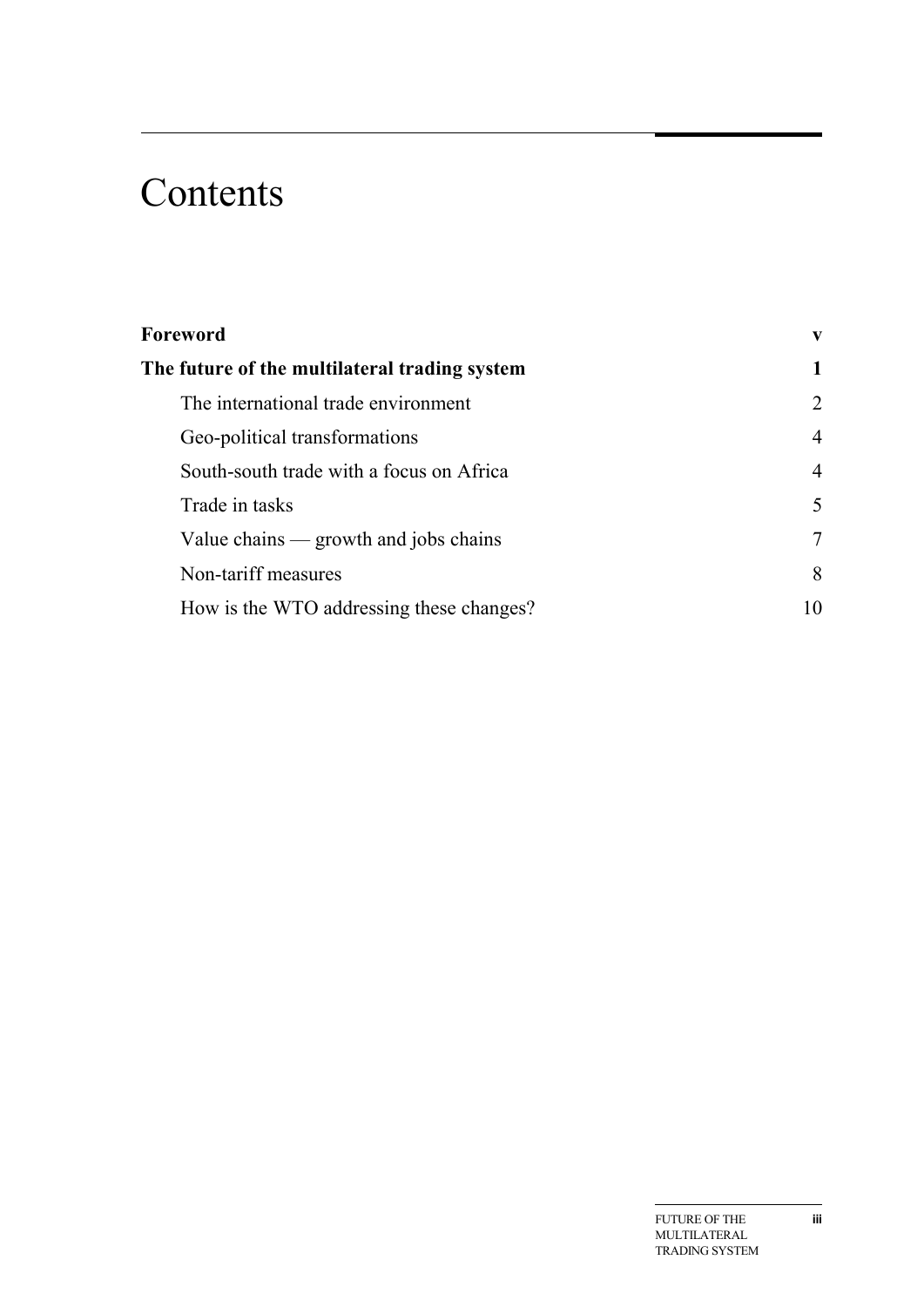# Contents

| | |
|---|---|
| **Foreword** | **v** |
| **The future of the multilateral trading system** | **1** |
| The international trade environment | 2 |
| Geo-political transformations | 4 |
| South-south trade with a focus on Africa | 4 |
| Trade in tasks | 5 |
| Value chains — growth and jobs chains | 7 |
| Non-tariff measures | 8 |
| How is the WTO addressing these changes? | 10 |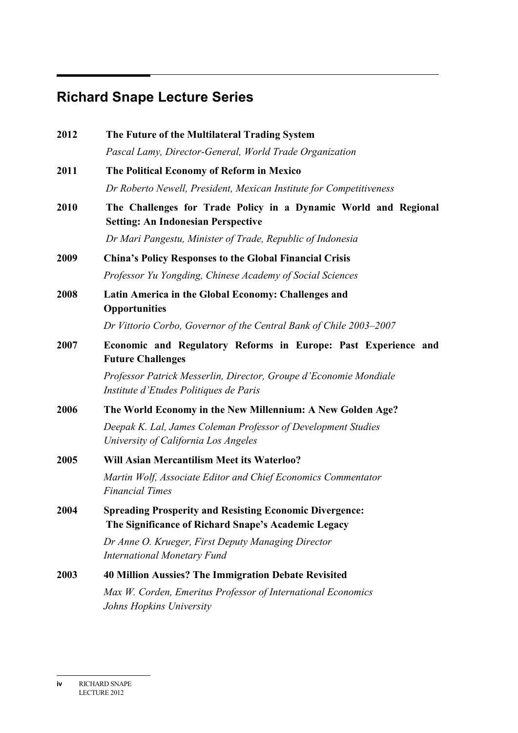## Richard Snape Lecture Series

**2012** **The Future of the Multilateral Trading System**

*Pascal Lamy, Director-General, World Trade Organization*

**2011** **The Political Economy of Reform in Mexico**

*Dr Roberto Newell, President, Mexican Institute for Competitiveness*

**2010** **The Challenges for Trade Policy in a Dynamic World and Regional Setting: An Indonesian Perspective**

*Dr Mari Pangestu, Minister of Trade, Republic of Indonesia*

**2009** **China's Policy Responses to the Global Financial Crisis**

*Professor Yu Yongding, Chinese Academy of Social Sciences*

**2008** **Latin America in the Global Economy: Challenges and Opportunities**

*Dr Vittorio Corbo, Governor of the Central Bank of Chile 2003–2007*

**2007** **Economic and Regulatory Reforms in Europe: Past Experience and Future Challenges**

*Professor Patrick Messerlin, Director, Groupe d'Economie Mondiale Institute d'Etudes Politiques de Paris*

**2006** **The World Economy in the New Millennium: A New Golden Age?**

*Deepak K. Lal, James Coleman Professor of Development Studies University of California Los Angeles*

**2005** **Will Asian Mercantilism Meet its Waterloo?**

*Martin Wolf, Associate Editor and Chief Economics Commentator Financial Times*

**2004** **Spreading Prosperity and Resisting Economic Divergence: The Significance of Richard Snape's Academic Legacy**

*Dr Anne O. Krueger, First Deputy Managing Director International Monetary Fund*

**2003** **40 Million Aussies? The Immigration Debate Revisited**

*Max W. Corden, Emeritus Professor of International Economics Johns Hopkins University*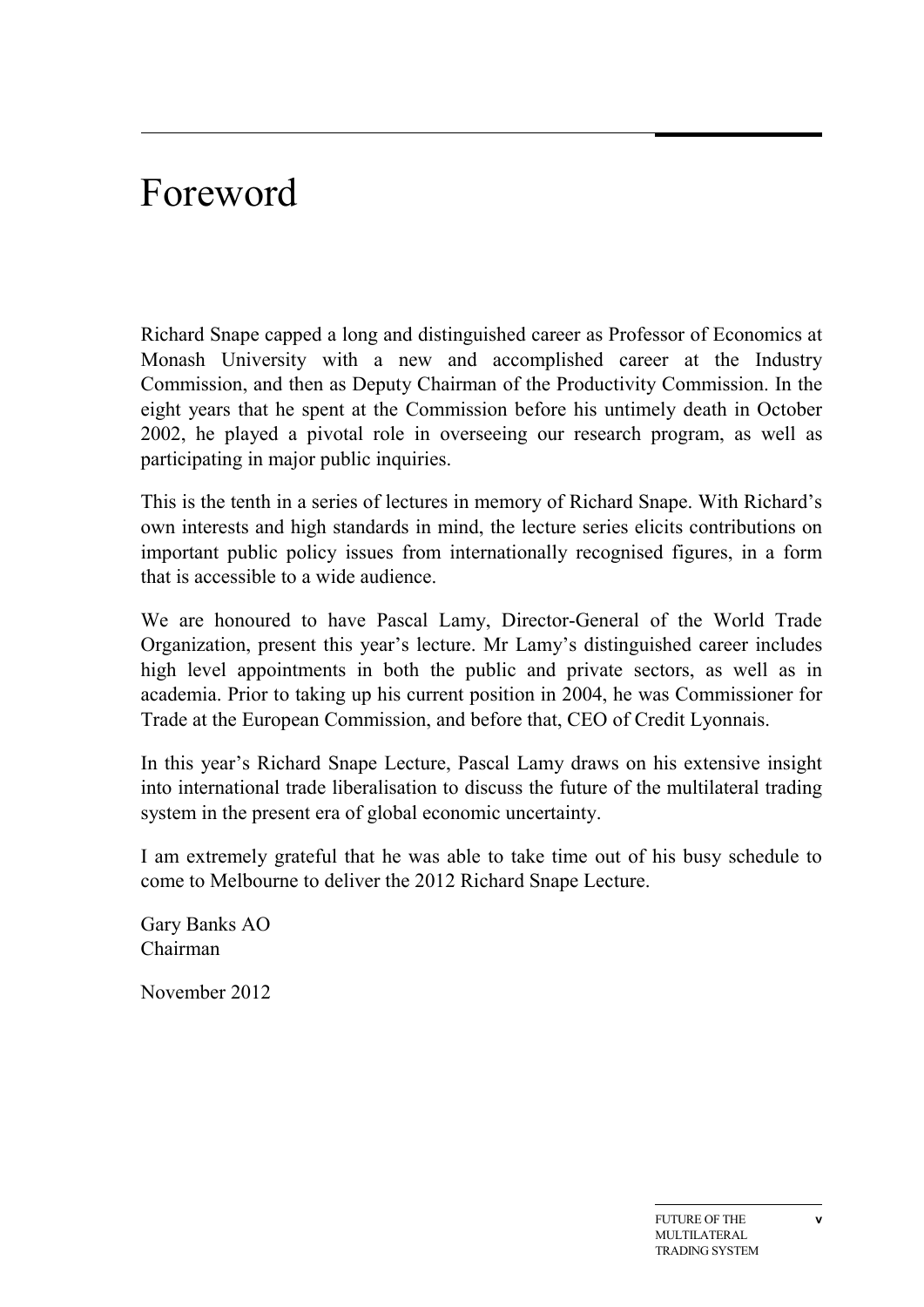# Foreword

Richard Snape capped a long and distinguished career as Professor of Economics at Monash University with a new and accomplished career at the Industry Commission, and then as Deputy Chairman of the Productivity Commission. In the eight years that he spent at the Commission before his untimely death in October 2002, he played a pivotal role in overseeing our research program, as well as participating in major public inquiries.

This is the tenth in a series of lectures in memory of Richard Snape. With Richard's own interests and high standards in mind, the lecture series elicits contributions on important public policy issues from internationally recognised figures, in a form that is accessible to a wide audience.

We are honoured to have Pascal Lamy, Director-General of the World Trade Organization, present this year's lecture. Mr Lamy's distinguished career includes high level appointments in both the public and private sectors, as well as in academia. Prior to taking up his current position in 2004, he was Commissioner for Trade at the European Commission, and before that, CEO of Credit Lyonnais.

In this year's Richard Snape Lecture, Pascal Lamy draws on his extensive insight into international trade liberalisation to discuss the future of the multilateral trading system in the present era of global economic uncertainty.

I am extremely grateful that he was able to take time out of his busy schedule to come to Melbourne to deliver the 2012 Richard Snape Lecture.

Gary Banks AO
Chairman

November 2012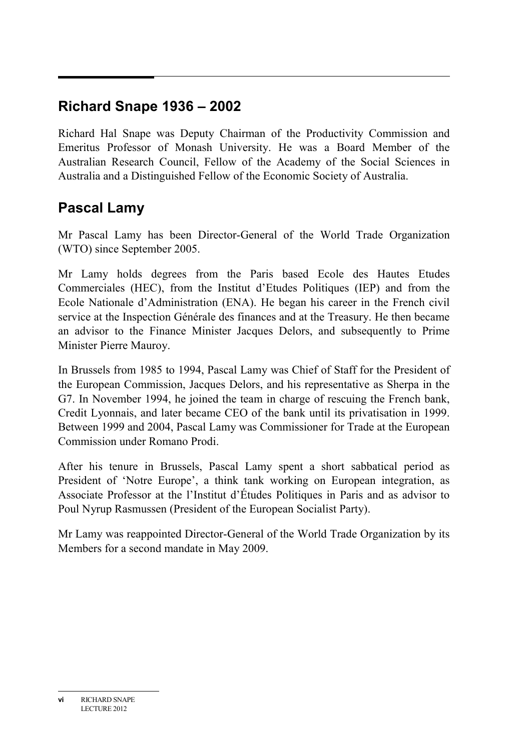## Richard Snape 1936 – 2002

Richard Hal Snape was Deputy Chairman of the Productivity Commission and Emeritus Professor of Monash University. He was a Board Member of the Australian Research Council, Fellow of the Academy of the Social Sciences in Australia and a Distinguished Fellow of the Economic Society of Australia.

## Pascal Lamy

Mr Pascal Lamy has been Director-General of the World Trade Organization (WTO) since September 2005.

Mr Lamy holds degrees from the Paris based Ecole des Hautes Etudes Commerciales (HEC), from the Institut d'Etudes Politiques (IEP) and from the Ecole Nationale d'Administration (ENA). He began his career in the French civil service at the Inspection Générale des finances and at the Treasury. He then became an advisor to the Finance Minister Jacques Delors, and subsequently to Prime Minister Pierre Mauroy.

In Brussels from 1985 to 1994, Pascal Lamy was Chief of Staff for the President of the European Commission, Jacques Delors, and his representative as Sherpa in the G7. In November 1994, he joined the team in charge of rescuing the French bank, Credit Lyonnais, and later became CEO of the bank until its privatisation in 1999. Between 1999 and 2004, Pascal Lamy was Commissioner for Trade at the European Commission under Romano Prodi.

After his tenure in Brussels, Pascal Lamy spent a short sabbatical period as President of 'Notre Europe', a think tank working on European integration, as Associate Professor at the l'Institut d'Études Politiques in Paris and as advisor to Poul Nyrup Rasmussen (President of the European Socialist Party).

Mr Lamy was reappointed Director-General of the World Trade Organization by its Members for a second mandate in May 2009.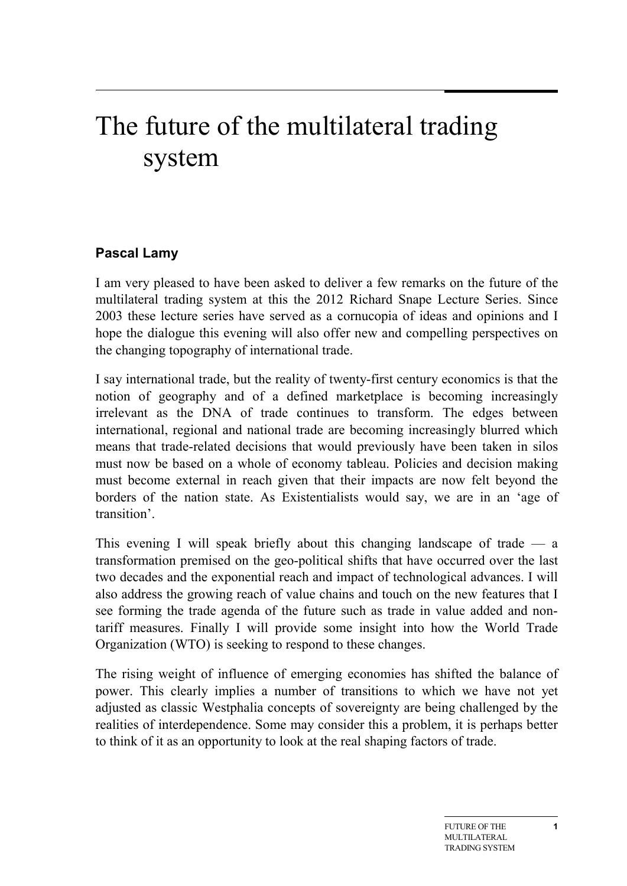# The future of the multilateral trading system

### Pascal Lamy

I am very pleased to have been asked to deliver a few remarks on the future of the multilateral trading system at this the 2012 Richard Snape Lecture Series. Since 2003 these lecture series have served as a cornucopia of ideas and opinions and I hope the dialogue this evening will also offer new and compelling perspectives on the changing topography of international trade.

I say international trade, but the reality of twenty-first century economics is that the notion of geography and of a defined marketplace is becoming increasingly irrelevant as the DNA of trade continues to transform. The edges between international, regional and national trade are becoming increasingly blurred which means that trade-related decisions that would previously have been taken in silos must now be based on a whole of economy tableau. Policies and decision making must become external in reach given that their impacts are now felt beyond the borders of the nation state. As Existentialists would say, we are in an 'age of transition'.

This evening I will speak briefly about this changing landscape of trade — a transformation premised on the geo-political shifts that have occurred over the last two decades and the exponential reach and impact of technological advances. I will also address the growing reach of value chains and touch on the new features that I see forming the trade agenda of the future such as trade in value added and non-tariff measures. Finally I will provide some insight into how the World Trade Organization (WTO) is seeking to respond to these changes.

The rising weight of influence of emerging economies has shifted the balance of power. This clearly implies a number of transitions to which we have not yet adjusted as classic Westphalia concepts of sovereignty are being challenged by the realities of interdependence. Some may consider this a problem, it is perhaps better to think of it as an opportunity to look at the real shaping factors of trade.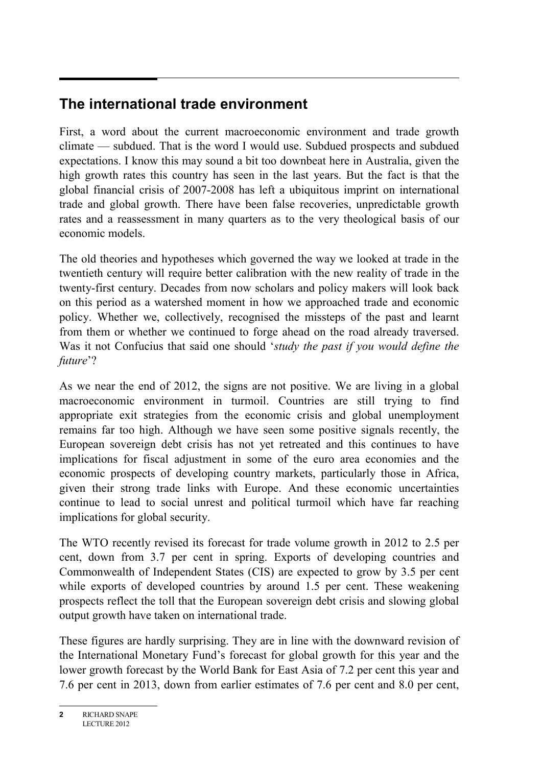## The international trade environment

First, a word about the current macroeconomic environment and trade growth climate — subdued. That is the word I would use. Subdued prospects and subdued expectations. I know this may sound a bit too downbeat here in Australia, given the high growth rates this country has seen in the last years. But the fact is that the global financial crisis of 2007-2008 has left a ubiquitous imprint on international trade and global growth. There have been false recoveries, unpredictable growth rates and a reassessment in many quarters as to the very theological basis of our economic models.

The old theories and hypotheses which governed the way we looked at trade in the twentieth century will require better calibration with the new reality of trade in the twenty-first century. Decades from now scholars and policy makers will look back on this period as a watershed moment in how we approached trade and economic policy. Whether we, collectively, recognised the missteps of the past and learnt from them or whether we continued to forge ahead on the road already traversed. Was it not Confucius that said one should '*study the past if you would define the future*'?

As we near the end of 2012, the signs are not positive. We are living in a global macroeconomic environment in turmoil. Countries are still trying to find appropriate exit strategies from the economic crisis and global unemployment remains far too high. Although we have seen some positive signals recently, the European sovereign debt crisis has not yet retreated and this continues to have implications for fiscal adjustment in some of the euro area economies and the economic prospects of developing country markets, particularly those in Africa, given their strong trade links with Europe. And these economic uncertainties continue to lead to social unrest and political turmoil which have far reaching implications for global security.

The WTO recently revised its forecast for trade volume growth in 2012 to 2.5 per cent, down from 3.7 per cent in spring. Exports of developing countries and Commonwealth of Independent States (CIS) are expected to grow by 3.5 per cent while exports of developed countries by around 1.5 per cent. These weakening prospects reflect the toll that the European sovereign debt crisis and slowing global output growth have taken on international trade.

These figures are hardly surprising. They are in line with the downward revision of the International Monetary Fund's forecast for global growth for this year and the lower growth forecast by the World Bank for East Asia of 7.2 per cent this year and 7.6 per cent in 2013, down from earlier estimates of 7.6 per cent and 8.0 per cent,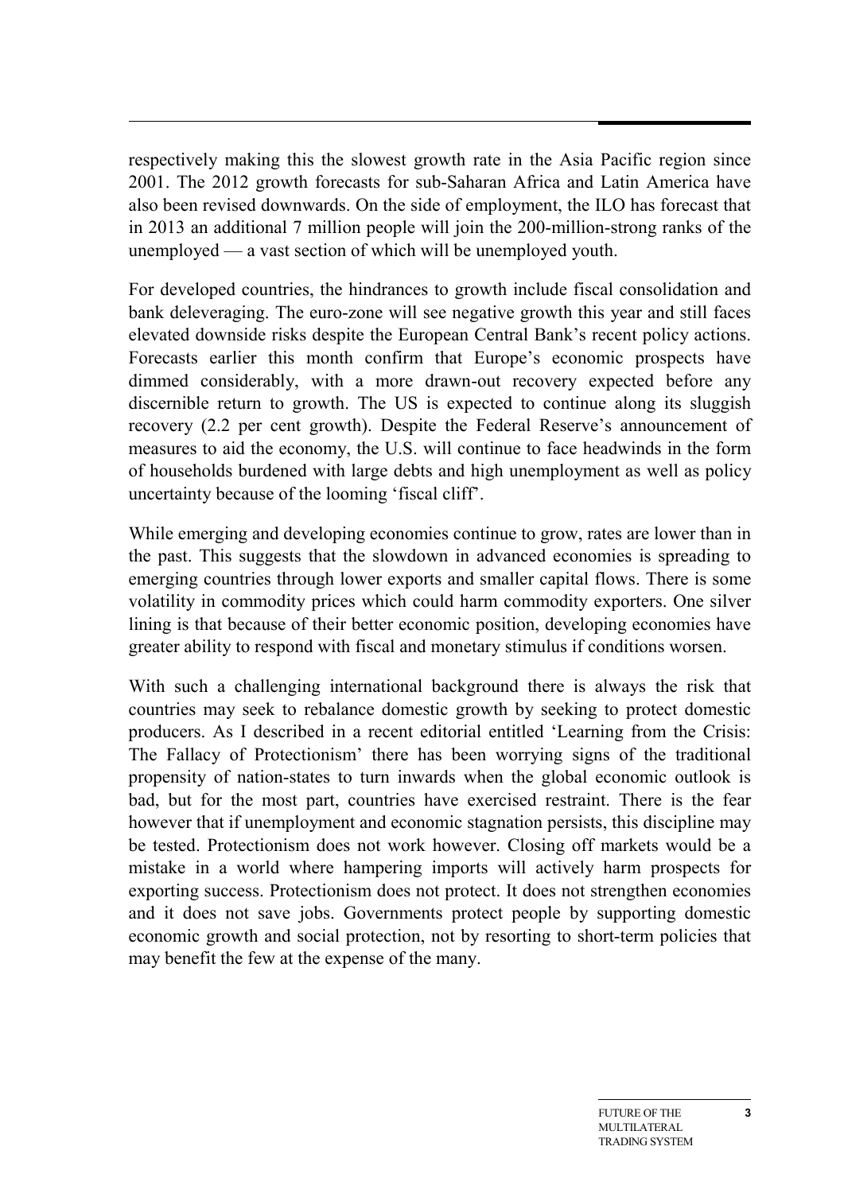respectively making this the slowest growth rate in the Asia Pacific region since 2001. The 2012 growth forecasts for sub-Saharan Africa and Latin America have also been revised downwards. On the side of employment, the ILO has forecast that in 2013 an additional 7 million people will join the 200-million-strong ranks of the unemployed — a vast section of which will be unemployed youth.

For developed countries, the hindrances to growth include fiscal consolidation and bank deleveraging. The euro-zone will see negative growth this year and still faces elevated downside risks despite the European Central Bank's recent policy actions. Forecasts earlier this month confirm that Europe's economic prospects have dimmed considerably, with a more drawn-out recovery expected before any discernible return to growth. The US is expected to continue along its sluggish recovery (2.2 per cent growth). Despite the Federal Reserve's announcement of measures to aid the economy, the U.S. will continue to face headwinds in the form of households burdened with large debts and high unemployment as well as policy uncertainty because of the looming 'fiscal cliff'.

While emerging and developing economies continue to grow, rates are lower than in the past. This suggests that the slowdown in advanced economies is spreading to emerging countries through lower exports and smaller capital flows. There is some volatility in commodity prices which could harm commodity exporters. One silver lining is that because of their better economic position, developing economies have greater ability to respond with fiscal and monetary stimulus if conditions worsen.

With such a challenging international background there is always the risk that countries may seek to rebalance domestic growth by seeking to protect domestic producers. As I described in a recent editorial entitled 'Learning from the Crisis: The Fallacy of Protectionism' there has been worrying signs of the traditional propensity of nation-states to turn inwards when the global economic outlook is bad, but for the most part, countries have exercised restraint. There is the fear however that if unemployment and economic stagnation persists, this discipline may be tested. Protectionism does not work however. Closing off markets would be a mistake in a world where hampering imports will actively harm prospects for exporting success. Protectionism does not protect. It does not strengthen economies and it does not save jobs. Governments protect people by supporting domestic economic growth and social protection, not by resorting to short-term policies that may benefit the few at the expense of the many.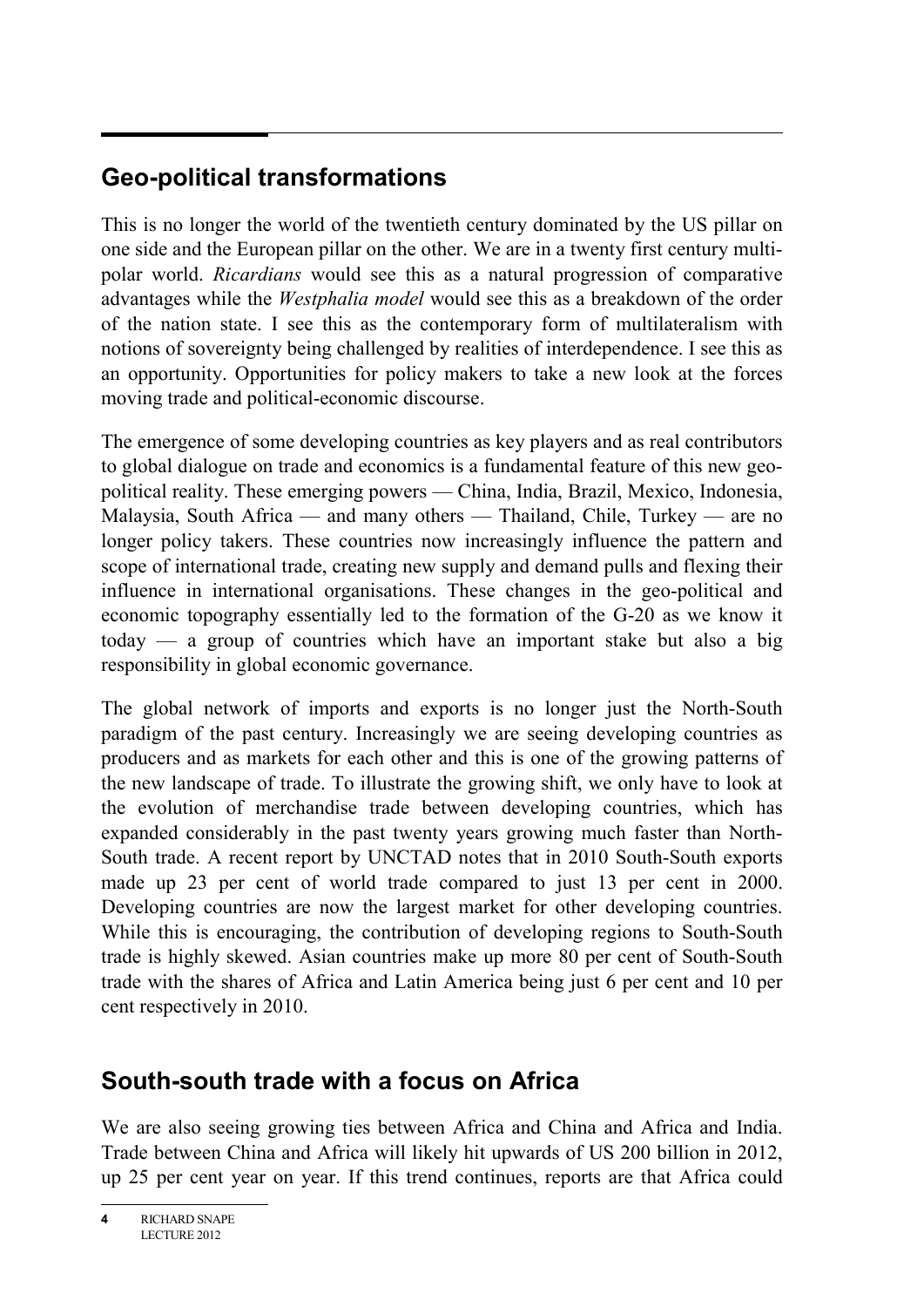## Geo-political transformations

This is no longer the world of the twentieth century dominated by the US pillar on one side and the European pillar on the other. We are in a twenty first century multi-polar world. *Ricardians* would see this as a natural progression of comparative advantages while the *Westphalia model* would see this as a breakdown of the order of the nation state. I see this as the contemporary form of multilateralism with notions of sovereignty being challenged by realities of interdependence. I see this as an opportunity. Opportunities for policy makers to take a new look at the forces moving trade and political-economic discourse.

The emergence of some developing countries as key players and as real contributors to global dialogue on trade and economics is a fundamental feature of this new geo-political reality. These emerging powers — China, India, Brazil, Mexico, Indonesia, Malaysia, South Africa — and many others — Thailand, Chile, Turkey — are no longer policy takers. These countries now increasingly influence the pattern and scope of international trade, creating new supply and demand pulls and flexing their influence in international organisations. These changes in the geo-political and economic topography essentially led to the formation of the G-20 as we know it today — a group of countries which have an important stake but also a big responsibility in global economic governance.

The global network of imports and exports is no longer just the North-South paradigm of the past century. Increasingly we are seeing developing countries as producers and as markets for each other and this is one of the growing patterns of the new landscape of trade. To illustrate the growing shift, we only have to look at the evolution of merchandise trade between developing countries, which has expanded considerably in the past twenty years growing much faster than North-South trade. A recent report by UNCTAD notes that in 2010 South-South exports made up 23 per cent of world trade compared to just 13 per cent in 2000. Developing countries are now the largest market for other developing countries. While this is encouraging, the contribution of developing regions to South-South trade is highly skewed. Asian countries make up more 80 per cent of South-South trade with the shares of Africa and Latin America being just 6 per cent and 10 per cent respectively in 2010.

## South-south trade with a focus on Africa

We are also seeing growing ties between Africa and China and Africa and India. Trade between China and Africa will likely hit upwards of US 200 billion in 2012, up 25 per cent year on year. If this trend continues, reports are that Africa could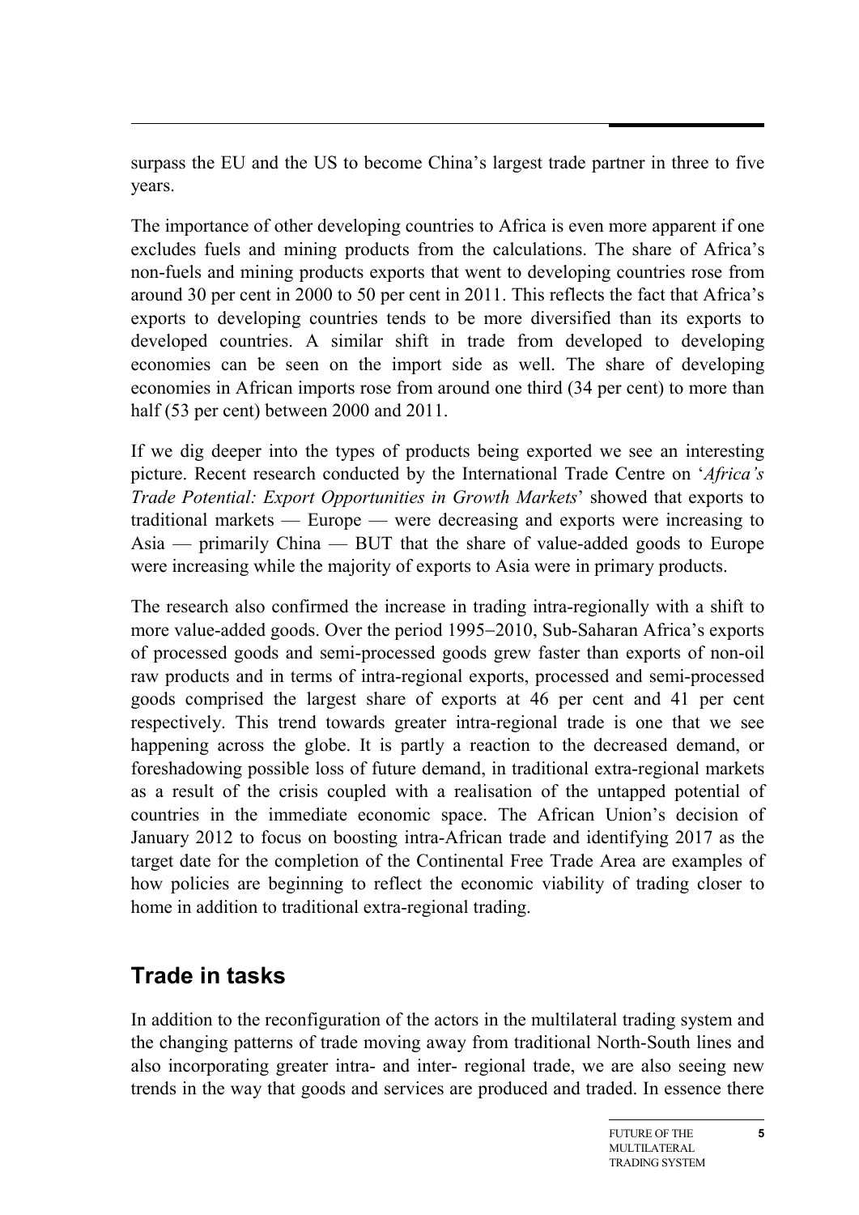surpass the EU and the US to become China's largest trade partner in three to five years.

The importance of other developing countries to Africa is even more apparent if one excludes fuels and mining products from the calculations. The share of Africa's non-fuels and mining products exports that went to developing countries rose from around 30 per cent in 2000 to 50 per cent in 2011. This reflects the fact that Africa's exports to developing countries tends to be more diversified than its exports to developed countries. A similar shift in trade from developed to developing economies can be seen on the import side as well. The share of developing economies in African imports rose from around one third (34 per cent) to more than half (53 per cent) between 2000 and 2011.

If we dig deeper into the types of products being exported we see an interesting picture. Recent research conducted by the International Trade Centre on '*Africa's Trade Potential: Export Opportunities in Growth Markets*' showed that exports to traditional markets — Europe — were decreasing and exports were increasing to Asia — primarily China — BUT that the share of value-added goods to Europe were increasing while the majority of exports to Asia were in primary products.

The research also confirmed the increase in trading intra-regionally with a shift to more value-added goods. Over the period 1995–2010, Sub-Saharan Africa's exports of processed goods and semi-processed goods grew faster than exports of non-oil raw products and in terms of intra-regional exports, processed and semi-processed goods comprised the largest share of exports at 46 per cent and 41 per cent respectively. This trend towards greater intra-regional trade is one that we see happening across the globe. It is partly a reaction to the decreased demand, or foreshadowing possible loss of future demand, in traditional extra-regional markets as a result of the crisis coupled with a realisation of the untapped potential of countries in the immediate economic space. The African Union's decision of January 2012 to focus on boosting intra-African trade and identifying 2017 as the target date for the completion of the Continental Free Trade Area are examples of how policies are beginning to reflect the economic viability of trading closer to home in addition to traditional extra-regional trading.

## Trade in tasks

In addition to the reconfiguration of the actors in the multilateral trading system and the changing patterns of trade moving away from traditional North-South lines and also incorporating greater intra- and inter- regional trade, we are also seeing new trends in the way that goods and services are produced and traded. In essence there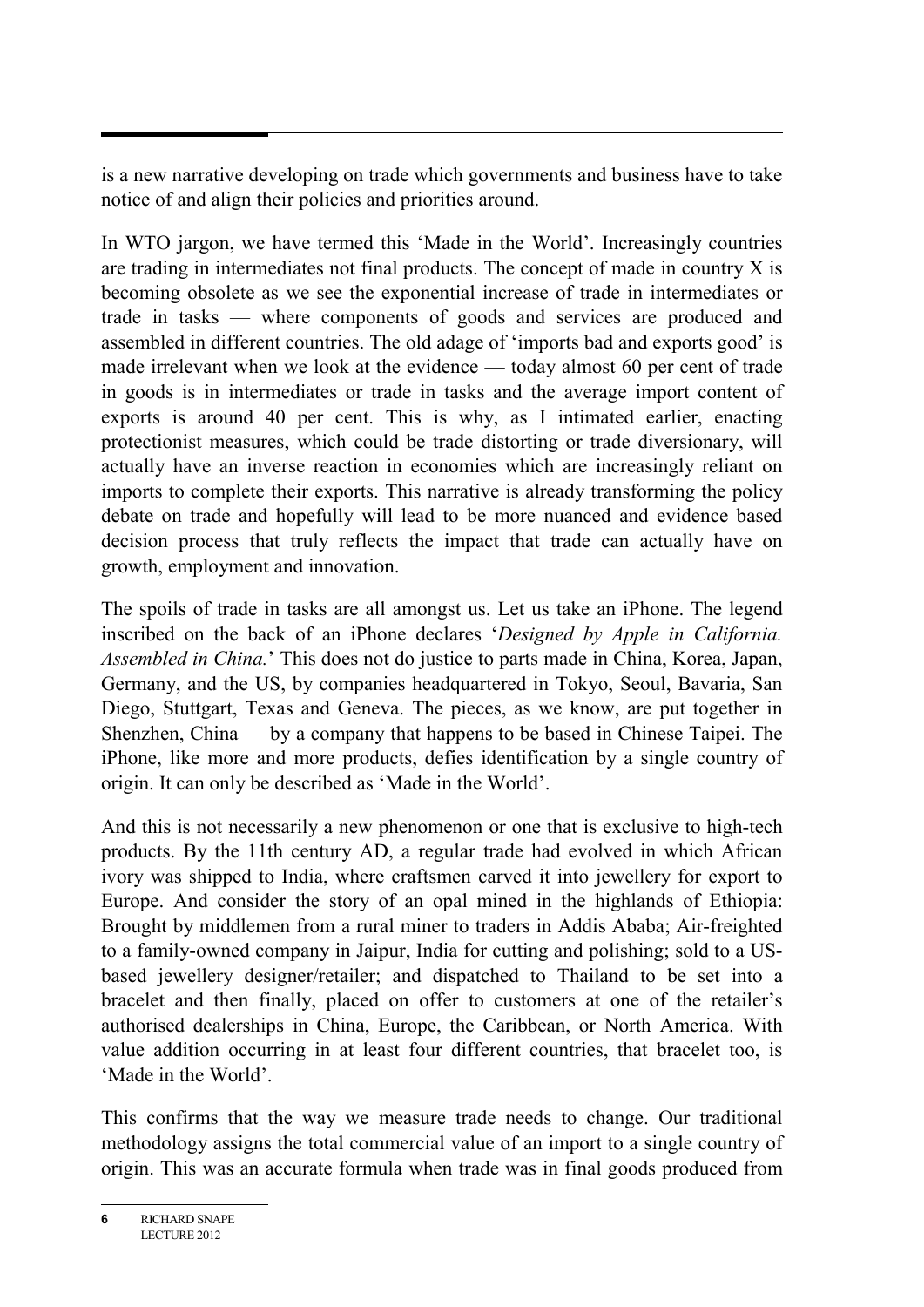is a new narrative developing on trade which governments and business have to take notice of and align their policies and priorities around.

In WTO jargon, we have termed this 'Made in the World'. Increasingly countries are trading in intermediates not final products. The concept of made in country X is becoming obsolete as we see the exponential increase of trade in intermediates or trade in tasks — where components of goods and services are produced and assembled in different countries. The old adage of 'imports bad and exports good' is made irrelevant when we look at the evidence — today almost 60 per cent of trade in goods is in intermediates or trade in tasks and the average import content of exports is around 40 per cent. This is why, as I intimated earlier, enacting protectionist measures, which could be trade distorting or trade diversionary, will actually have an inverse reaction in economies which are increasingly reliant on imports to complete their exports. This narrative is already transforming the policy debate on trade and hopefully will lead to be more nuanced and evidence based decision process that truly reflects the impact that trade can actually have on growth, employment and innovation.

The spoils of trade in tasks are all amongst us. Let us take an iPhone. The legend inscribed on the back of an iPhone declares '*Designed by Apple in California. Assembled in China.*' This does not do justice to parts made in China, Korea, Japan, Germany, and the US, by companies headquartered in Tokyo, Seoul, Bavaria, San Diego, Stuttgart, Texas and Geneva. The pieces, as we know, are put together in Shenzhen, China — by a company that happens to be based in Chinese Taipei. The iPhone, like more and more products, defies identification by a single country of origin. It can only be described as 'Made in the World'.

And this is not necessarily a new phenomenon or one that is exclusive to high-tech products. By the 11th century AD, a regular trade had evolved in which African ivory was shipped to India, where craftsmen carved it into jewellery for export to Europe. And consider the story of an opal mined in the highlands of Ethiopia: Brought by middlemen from a rural miner to traders in Addis Ababa; Air-freighted to a family-owned company in Jaipur, India for cutting and polishing; sold to a US-based jewellery designer/retailer; and dispatched to Thailand to be set into a bracelet and then finally, placed on offer to customers at one of the retailer's authorised dealerships in China, Europe, the Caribbean, or North America. With value addition occurring in at least four different countries, that bracelet too, is 'Made in the World'.

This confirms that the way we measure trade needs to change. Our traditional methodology assigns the total commercial value of an import to a single country of origin. This was an accurate formula when trade was in final goods produced from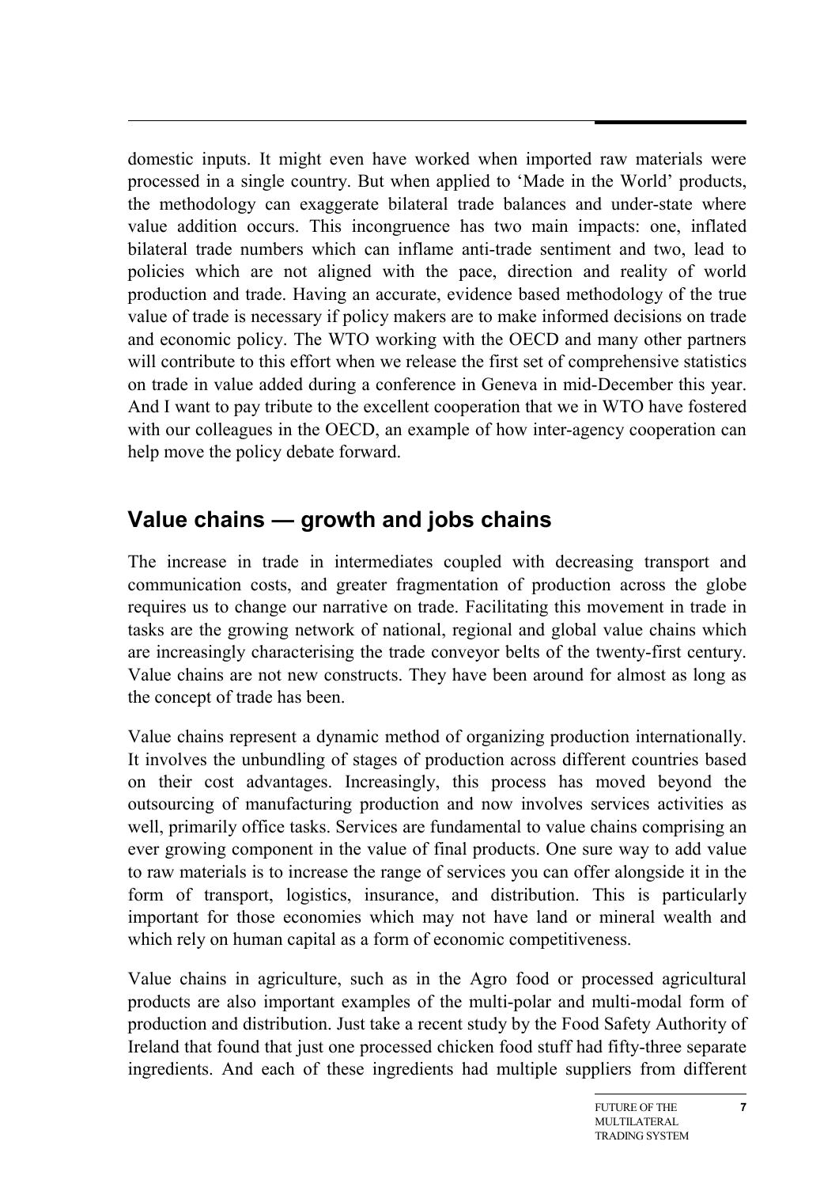domestic inputs. It might even have worked when imported raw materials were processed in a single country. But when applied to 'Made in the World' products, the methodology can exaggerate bilateral trade balances and under-state where value addition occurs. This incongruence has two main impacts: one, inflated bilateral trade numbers which can inflame anti-trade sentiment and two, lead to policies which are not aligned with the pace, direction and reality of world production and trade. Having an accurate, evidence based methodology of the true value of trade is necessary if policy makers are to make informed decisions on trade and economic policy. The WTO working with the OECD and many other partners will contribute to this effort when we release the first set of comprehensive statistics on trade in value added during a conference in Geneva in mid-December this year. And I want to pay tribute to the excellent cooperation that we in WTO have fostered with our colleagues in the OECD, an example of how inter-agency cooperation can help move the policy debate forward.

## Value chains — growth and jobs chains

The increase in trade in intermediates coupled with decreasing transport and communication costs, and greater fragmentation of production across the globe requires us to change our narrative on trade. Facilitating this movement in trade in tasks are the growing network of national, regional and global value chains which are increasingly characterising the trade conveyor belts of the twenty-first century. Value chains are not new constructs. They have been around for almost as long as the concept of trade has been.

Value chains represent a dynamic method of organizing production internationally. It involves the unbundling of stages of production across different countries based on their cost advantages. Increasingly, this process has moved beyond the outsourcing of manufacturing production and now involves services activities as well, primarily office tasks. Services are fundamental to value chains comprising an ever growing component in the value of final products. One sure way to add value to raw materials is to increase the range of services you can offer alongside it in the form of transport, logistics, insurance, and distribution. This is particularly important for those economies which may not have land or mineral wealth and which rely on human capital as a form of economic competitiveness.

Value chains in agriculture, such as in the Agro food or processed agricultural products are also important examples of the multi-polar and multi-modal form of production and distribution. Just take a recent study by the Food Safety Authority of Ireland that found that just one processed chicken food stuff had fifty-three separate ingredients. And each of these ingredients had multiple suppliers from different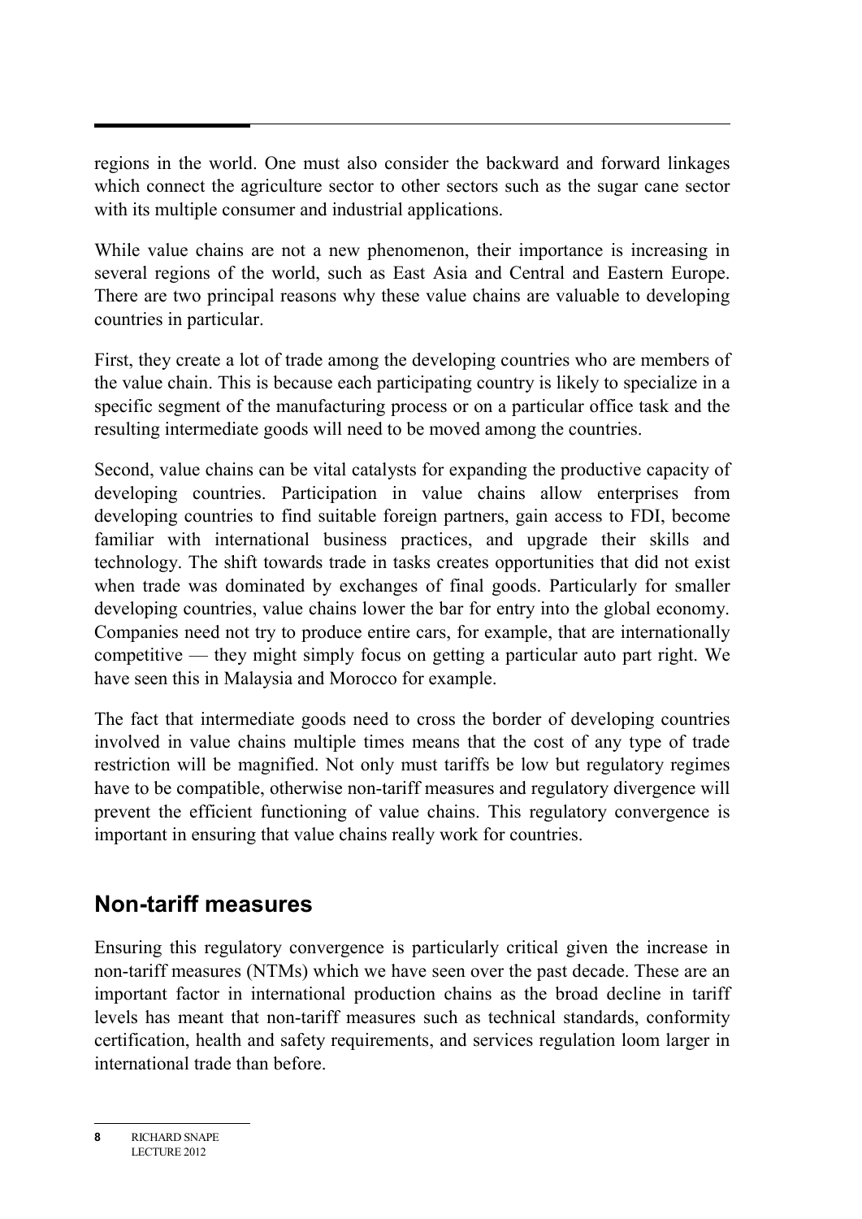regions in the world. One must also consider the backward and forward linkages which connect the agriculture sector to other sectors such as the sugar cane sector with its multiple consumer and industrial applications.

While value chains are not a new phenomenon, their importance is increasing in several regions of the world, such as East Asia and Central and Eastern Europe. There are two principal reasons why these value chains are valuable to developing countries in particular.

First, they create a lot of trade among the developing countries who are members of the value chain. This is because each participating country is likely to specialize in a specific segment of the manufacturing process or on a particular office task and the resulting intermediate goods will need to be moved among the countries.

Second, value chains can be vital catalysts for expanding the productive capacity of developing countries. Participation in value chains allow enterprises from developing countries to find suitable foreign partners, gain access to FDI, become familiar with international business practices, and upgrade their skills and technology. The shift towards trade in tasks creates opportunities that did not exist when trade was dominated by exchanges of final goods. Particularly for smaller developing countries, value chains lower the bar for entry into the global economy. Companies need not try to produce entire cars, for example, that are internationally competitive — they might simply focus on getting a particular auto part right. We have seen this in Malaysia and Morocco for example.

The fact that intermediate goods need to cross the border of developing countries involved in value chains multiple times means that the cost of any type of trade restriction will be magnified. Not only must tariffs be low but regulatory regimes have to be compatible, otherwise non-tariff measures and regulatory divergence will prevent the efficient functioning of value chains. This regulatory convergence is important in ensuring that value chains really work for countries.

## Non-tariff measures

Ensuring this regulatory convergence is particularly critical given the increase in non-tariff measures (NTMs) which we have seen over the past decade. These are an important factor in international production chains as the broad decline in tariff levels has meant that non-tariff measures such as technical standards, conformity certification, health and safety requirements, and services regulation loom larger in international trade than before.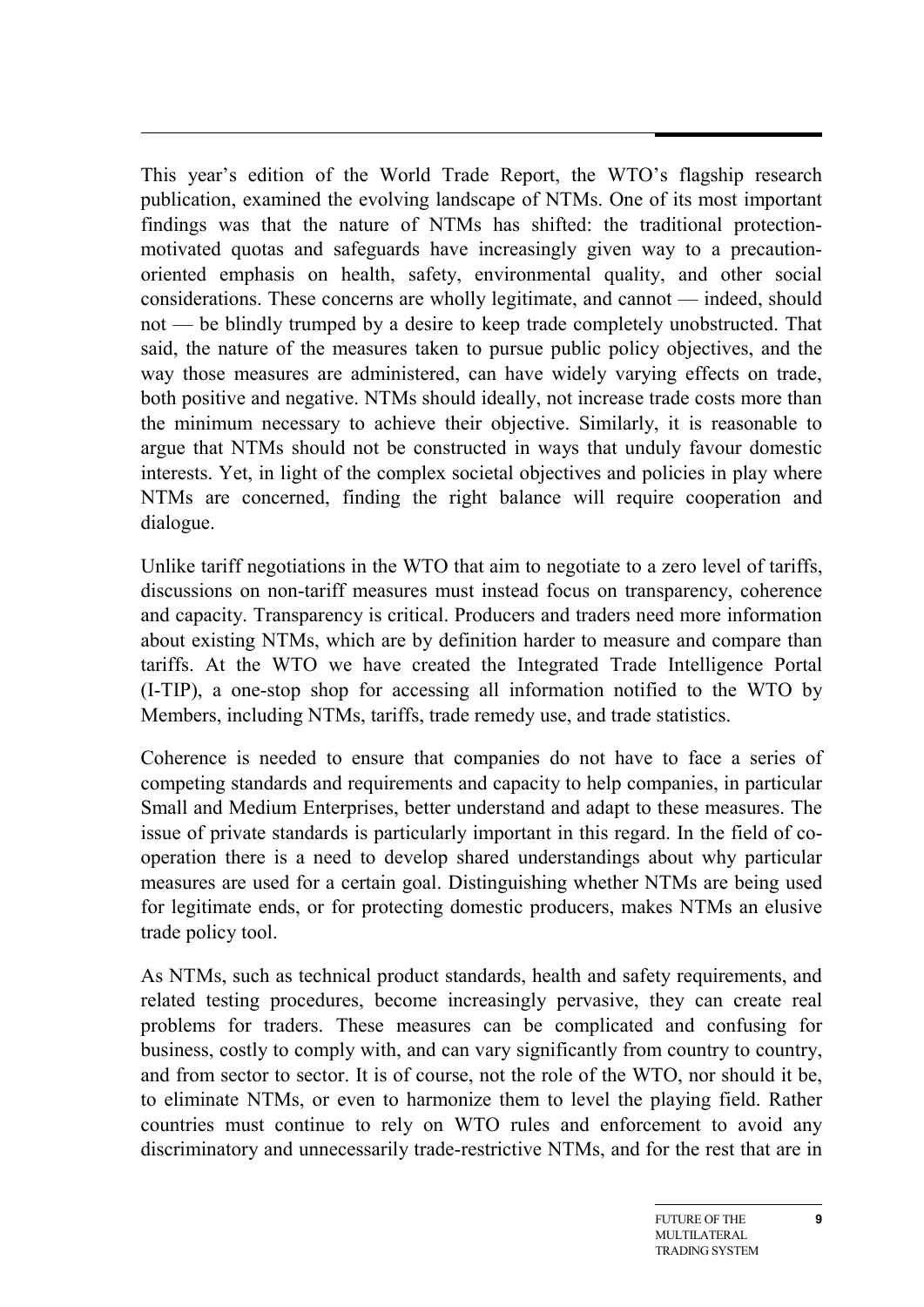This year's edition of the World Trade Report, the WTO's flagship research publication, examined the evolving landscape of NTMs. One of its most important findings was that the nature of NTMs has shifted: the traditional protection-motivated quotas and safeguards have increasingly given way to a precaution-oriented emphasis on health, safety, environmental quality, and other social considerations. These concerns are wholly legitimate, and cannot — indeed, should not — be blindly trumped by a desire to keep trade completely unobstructed. That said, the nature of the measures taken to pursue public policy objectives, and the way those measures are administered, can have widely varying effects on trade, both positive and negative. NTMs should ideally, not increase trade costs more than the minimum necessary to achieve their objective. Similarly, it is reasonable to argue that NTMs should not be constructed in ways that unduly favour domestic interests. Yet, in light of the complex societal objectives and policies in play where NTMs are concerned, finding the right balance will require cooperation and dialogue.

Unlike tariff negotiations in the WTO that aim to negotiate to a zero level of tariffs, discussions on non-tariff measures must instead focus on transparency, coherence and capacity. Transparency is critical. Producers and traders need more information about existing NTMs, which are by definition harder to measure and compare than tariffs. At the WTO we have created the Integrated Trade Intelligence Portal (I-TIP), a one-stop shop for accessing all information notified to the WTO by Members, including NTMs, tariffs, trade remedy use, and trade statistics.

Coherence is needed to ensure that companies do not have to face a series of competing standards and requirements and capacity to help companies, in particular Small and Medium Enterprises, better understand and adapt to these measures. The issue of private standards is particularly important in this regard. In the field of co-operation there is a need to develop shared understandings about why particular measures are used for a certain goal. Distinguishing whether NTMs are being used for legitimate ends, or for protecting domestic producers, makes NTMs an elusive trade policy tool.

As NTMs, such as technical product standards, health and safety requirements, and related testing procedures, become increasingly pervasive, they can create real problems for traders. These measures can be complicated and confusing for business, costly to comply with, and can vary significantly from country to country, and from sector to sector. It is of course, not the role of the WTO, nor should it be, to eliminate NTMs, or even to harmonize them to level the playing field. Rather countries must continue to rely on WTO rules and enforcement to avoid any discriminatory and unnecessarily trade-restrictive NTMs, and for the rest that are in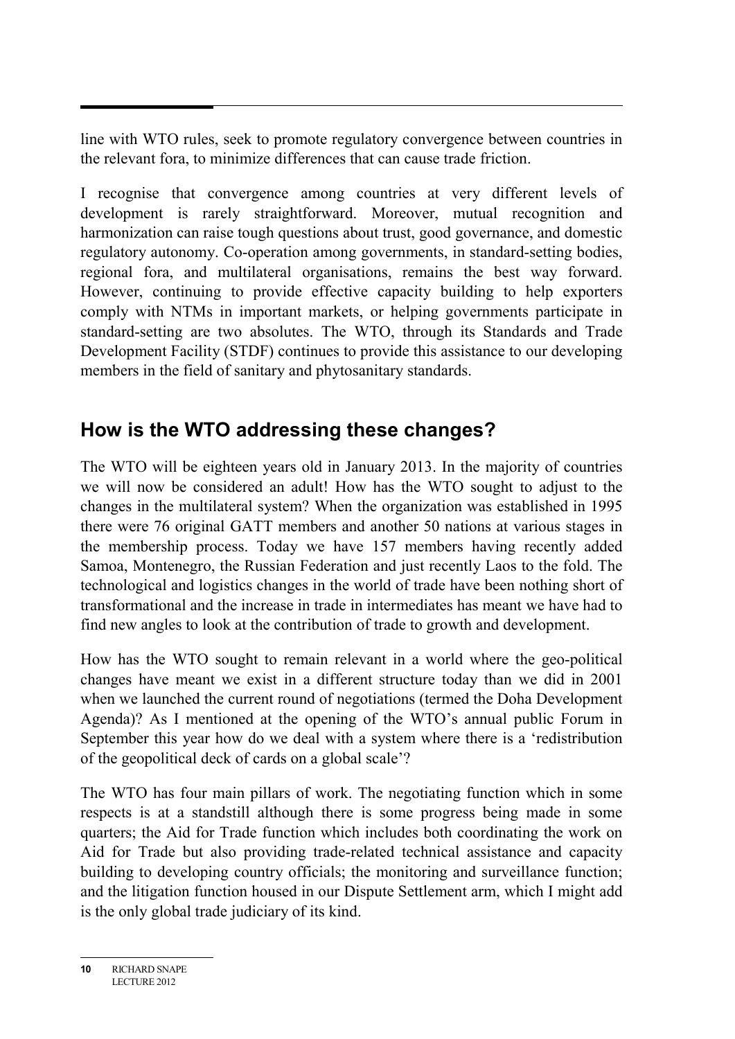line with WTO rules, seek to promote regulatory convergence between countries in the relevant fora, to minimize differences that can cause trade friction.

I recognise that convergence among countries at very different levels of development is rarely straightforward. Moreover, mutual recognition and harmonization can raise tough questions about trust, good governance, and domestic regulatory autonomy. Co-operation among governments, in standard-setting bodies, regional fora, and multilateral organisations, remains the best way forward. However, continuing to provide effective capacity building to help exporters comply with NTMs in important markets, or helping governments participate in standard-setting are two absolutes. The WTO, through its Standards and Trade Development Facility (STDF) continues to provide this assistance to our developing members in the field of sanitary and phytosanitary standards.

## How is the WTO addressing these changes?

The WTO will be eighteen years old in January 2013. In the majority of countries we will now be considered an adult! How has the WTO sought to adjust to the changes in the multilateral system? When the organization was established in 1995 there were 76 original GATT members and another 50 nations at various stages in the membership process. Today we have 157 members having recently added Samoa, Montenegro, the Russian Federation and just recently Laos to the fold. The technological and logistics changes in the world of trade have been nothing short of transformational and the increase in trade in intermediates has meant we have had to find new angles to look at the contribution of trade to growth and development.

How has the WTO sought to remain relevant in a world where the geo-political changes have meant we exist in a different structure today than we did in 2001 when we launched the current round of negotiations (termed the Doha Development Agenda)? As I mentioned at the opening of the WTO's annual public Forum in September this year how do we deal with a system where there is a 'redistribution of the geopolitical deck of cards on a global scale'?

The WTO has four main pillars of work. The negotiating function which in some respects is at a standstill although there is some progress being made in some quarters; the Aid for Trade function which includes both coordinating the work on Aid for Trade but also providing trade-related technical assistance and capacity building to developing country officials; the monitoring and surveillance function; and the litigation function housed in our Dispute Settlement arm, which I might add is the only global trade judiciary of its kind.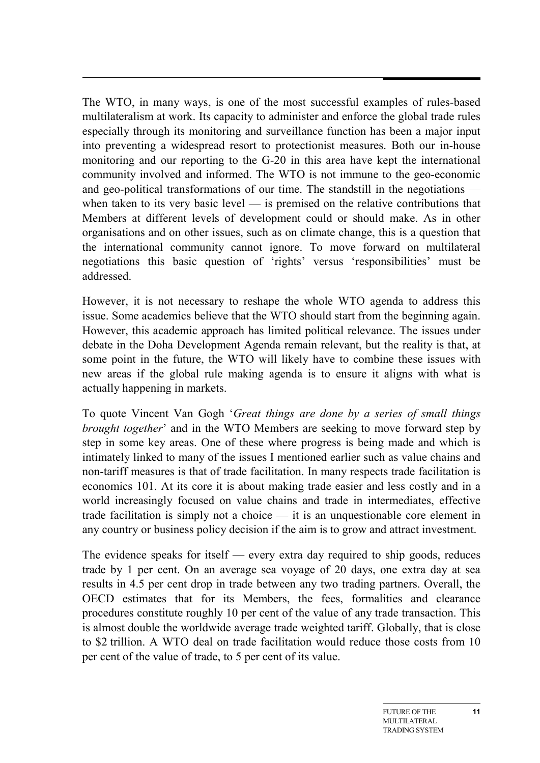The WTO, in many ways, is one of the most successful examples of rules-based multilateralism at work. Its capacity to administer and enforce the global trade rules especially through its monitoring and surveillance function has been a major input into preventing a widespread resort to protectionist measures. Both our in-house monitoring and our reporting to the G-20 in this area have kept the international community involved and informed. The WTO is not immune to the geo-economic and geo-political transformations of our time. The standstill in the negotiations — when taken to its very basic level — is premised on the relative contributions that Members at different levels of development could or should make. As in other organisations and on other issues, such as on climate change, this is a question that the international community cannot ignore. To move forward on multilateral negotiations this basic question of 'rights' versus 'responsibilities' must be addressed.

However, it is not necessary to reshape the whole WTO agenda to address this issue. Some academics believe that the WTO should start from the beginning again. However, this academic approach has limited political relevance. The issues under debate in the Doha Development Agenda remain relevant, but the reality is that, at some point in the future, the WTO will likely have to combine these issues with new areas if the global rule making agenda is to ensure it aligns with what is actually happening in markets.

To quote Vincent Van Gogh '*Great things are done by a series of small things brought together*' and in the WTO Members are seeking to move forward step by step in some key areas. One of these where progress is being made and which is intimately linked to many of the issues I mentioned earlier such as value chains and non-tariff measures is that of trade facilitation. In many respects trade facilitation is economics 101. At its core it is about making trade easier and less costly and in a world increasingly focused on value chains and trade in intermediates, effective trade facilitation is simply not a choice — it is an unquestionable core element in any country or business policy decision if the aim is to grow and attract investment.

The evidence speaks for itself — every extra day required to ship goods, reduces trade by 1 per cent. On an average sea voyage of 20 days, one extra day at sea results in 4.5 per cent drop in trade between any two trading partners. Overall, the OECD estimates that for its Members, the fees, formalities and clearance procedures constitute roughly 10 per cent of the value of any trade transaction. This is almost double the worldwide average trade weighted tariff. Globally, that is close to \$2 trillion. A WTO deal on trade facilitation would reduce those costs from 10 per cent of the value of trade, to 5 per cent of its value.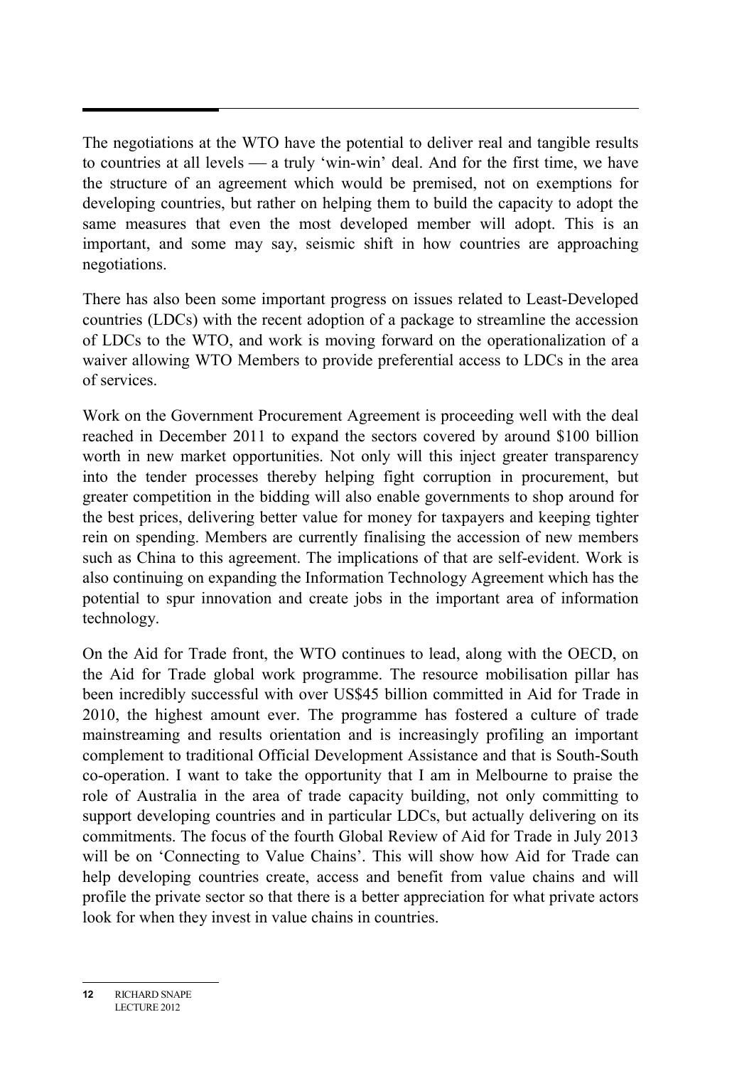The negotiations at the WTO have the potential to deliver real and tangible results to countries at all levels — a truly 'win-win' deal. And for the first time, we have the structure of an agreement which would be premised, not on exemptions for developing countries, but rather on helping them to build the capacity to adopt the same measures that even the most developed member will adopt. This is an important, and some may say, seismic shift in how countries are approaching negotiations.

There has also been some important progress on issues related to Least-Developed countries (LDCs) with the recent adoption of a package to streamline the accession of LDCs to the WTO, and work is moving forward on the operationalization of a waiver allowing WTO Members to provide preferential access to LDCs in the area of services.

Work on the Government Procurement Agreement is proceeding well with the deal reached in December 2011 to expand the sectors covered by around $100 billion worth in new market opportunities. Not only will this inject greater transparency into the tender processes thereby helping fight corruption in procurement, but greater competition in the bidding will also enable governments to shop around for the best prices, delivering better value for money for taxpayers and keeping tighter rein on spending. Members are currently finalising the accession of new members such as China to this agreement. The implications of that are self-evident. Work is also continuing on expanding the Information Technology Agreement which has the potential to spur innovation and create jobs in the important area of information technology.

On the Aid for Trade front, the WTO continues to lead, along with the OECD, on the Aid for Trade global work programme. The resource mobilisation pillar has been incredibly successful with over US$45 billion committed in Aid for Trade in 2010, the highest amount ever. The programme has fostered a culture of trade mainstreaming and results orientation and is increasingly profiling an important complement to traditional Official Development Assistance and that is South-South co-operation. I want to take the opportunity that I am in Melbourne to praise the role of Australia in the area of trade capacity building, not only committing to support developing countries and in particular LDCs, but actually delivering on its commitments. The focus of the fourth Global Review of Aid for Trade in July 2013 will be on 'Connecting to Value Chains'. This will show how Aid for Trade can help developing countries create, access and benefit from value chains and will profile the private sector so that there is a better appreciation for what private actors look for when they invest in value chains in countries.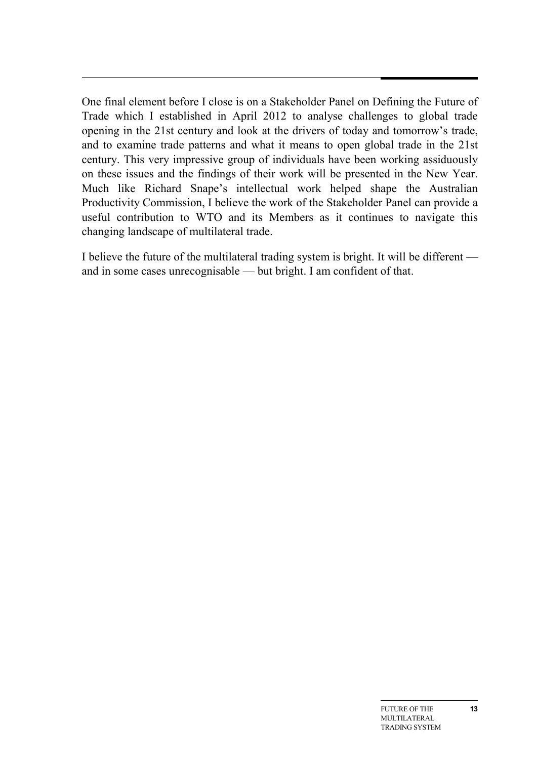One final element before I close is on a Stakeholder Panel on Defining the Future of Trade which I established in April 2012 to analyse challenges to global trade opening in the 21st century and look at the drivers of today and tomorrow's trade, and to examine trade patterns and what it means to open global trade in the 21st century. This very impressive group of individuals have been working assiduously on these issues and the findings of their work will be presented in the New Year. Much like Richard Snape's intellectual work helped shape the Australian Productivity Commission, I believe the work of the Stakeholder Panel can provide a useful contribution to WTO and its Members as it continues to navigate this changing landscape of multilateral trade.

I believe the future of the multilateral trading system is bright. It will be different — and in some cases unrecognisable — but bright. I am confident of that.